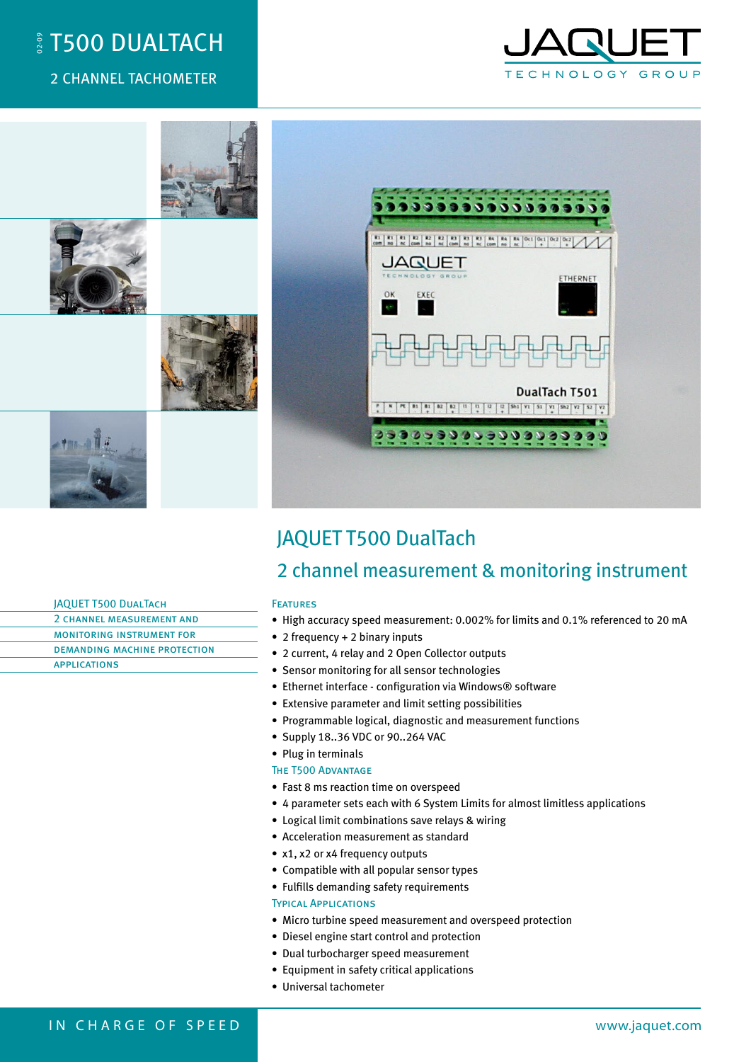# T500 DUALTACH

2 CHANNEL TACHOMETER

JAQUET TECHNOLOGY GROUP

## JAQUET T500 DualTach

## 2 channel measurement & monitoring instrument

JAQUET T500 DualTach
2 channel measurement and monitoring instrument for demanding machine protection applications

### Features

- High accuracy speed measurement: 0.002% for limits and 0.1% referenced to 20 mA
- 2 frequency + 2 binary inputs
- 2 current, 4 relay and 2 Open Collector outputs
- Sensor monitoring for all sensor technologies
- Ethernet interface - configuration via Windows® software
- Extensive parameter and limit setting possibilities
- Programmable logical, diagnostic and measurement functions
- Supply 18..36 VDC or 90..264 VAC
- Plug in terminals

### The T500 Advantage

- Fast 8 ms reaction time on overspeed
- 4 parameter sets each with 6 System Limits for almost limitless applications
- Logical limit combinations save relays & wiring
- Acceleration measurement as standard
- x1, x2 or x4 frequency outputs
- Compatible with all popular sensor types
- Fulfills demanding safety requirements

### Typical Applications

- Micro turbine speed measurement and overspeed protection
- Diesel engine start control and protection
- Dual turbocharger speed measurement
- Equipment in safety critical applications
- Universal tachometer

IN CHARGE OF SPEED

www.jaquet.com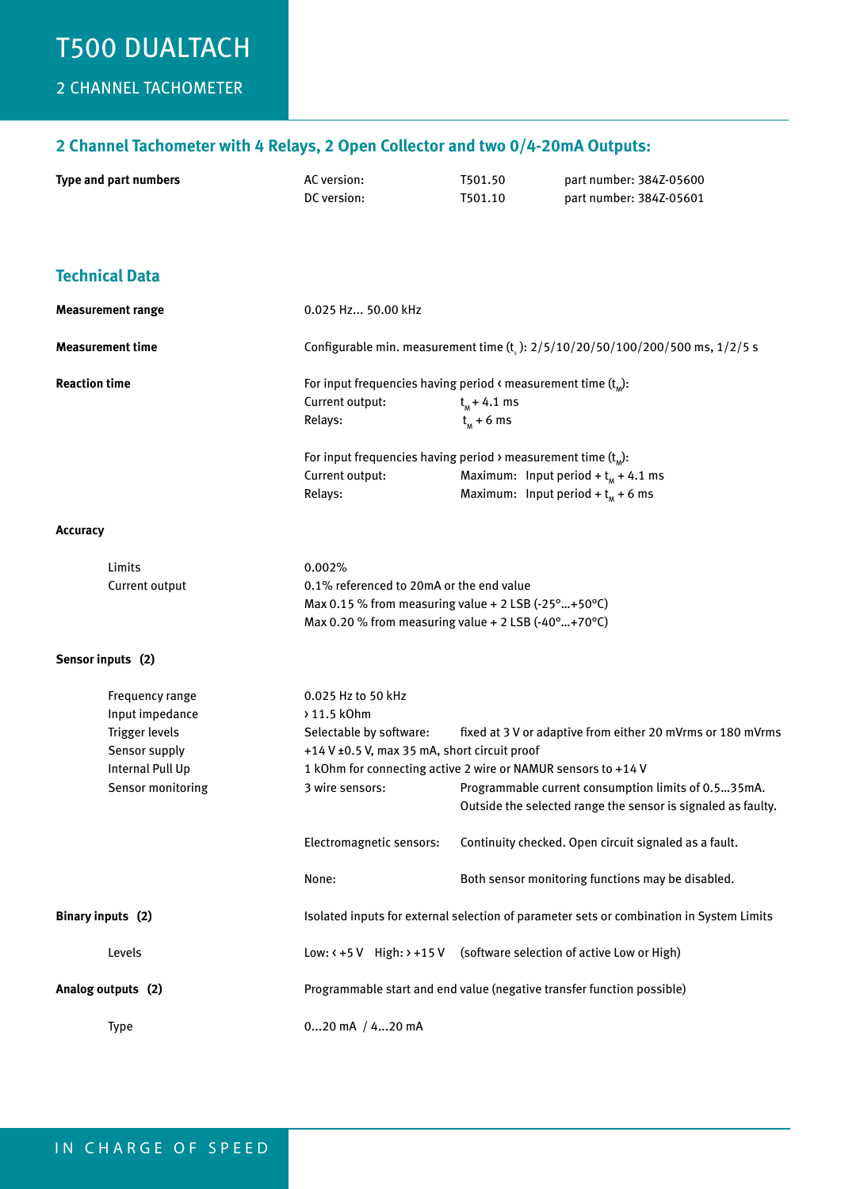# T500 DUALTACH

## 2 CHANNEL TACHOMETER

### 2 Channel Tachometer with 4 Relays, 2 Open Collector and two 0/4-20mA Outputs:

| | | | |
|---|---|---|---|
| **Type and part numbers** | AC version: | T501.50 | part number: 384Z-05600 |
| | DC version: | T501.10 | part number: 384Z-05601 |

### Technical Data

**Measurement range**
0.025 Hz... 50.00 kHz

**Measurement time**
Configurable min. measurement time ($t_s$): 2/5/10/20/50/100/200/500 ms, 1/2/5 s

**Reaction time**

For input frequencies having period ‹ measurement time ($t_M$):

| | |
|---|---|
| Current output: | $t_M$ + 4.1 ms |
| Relays: | $t_M$ + 6 ms |

For input frequencies having period › measurement time ($t_M$):

| | |
|---|---|
| Current output: | Maximum: Input period + $t_M$ + 4.1 ms |
| Relays: | Maximum: Input period + $t_M$ + 6 ms |

**Accuracy**

| | |
|---|---|
| Limits | 0.002% |
| Current output | 0.1% referenced to 20mA or the end value<br>Max 0.15 % from measuring value + 2 LSB (-25°...+50°C)<br>Max 0.20 % from measuring value + 2 LSB (-40°...+70°C) |

**Sensor inputs (2)**

| | | |
|---|---|---|
| Frequency range | 0.025 Hz to 50 kHz | |
| Input impedance | › 11.5 kOhm | |
| Trigger levels | Selectable by software: | fixed at 3 V or adaptive from either 20 mVrms or 180 mVrms |
| Sensor supply | +14 V ±0.5 V, max 35 mA, short circuit proof | |
| Internal Pull Up | 1 kOhm for connecting active 2 wire or NAMUR sensors to +14 V | |
| Sensor monitoring | 3 wire sensors: | Programmable current consumption limits of 0.5...35mA. Outside the selected range the sensor is signaled as faulty. |
| | Electromagnetic sensors: | Continuity checked. Open circuit signaled as a fault. |
| | None: | Both sensor monitoring functions may be disabled. |

**Binary inputs (2)**
Isolated inputs for external selection of parameter sets or combination in System Limits

| | |
|---|---|
| Levels | Low: ‹ +5 V High: › +15 V (software selection of active Low or High) |

**Analog outputs (2)**
Programmable start and end value (negative transfer function possible)

| | |
|---|---|
| Type | 0...20 mA / 4...20 mA |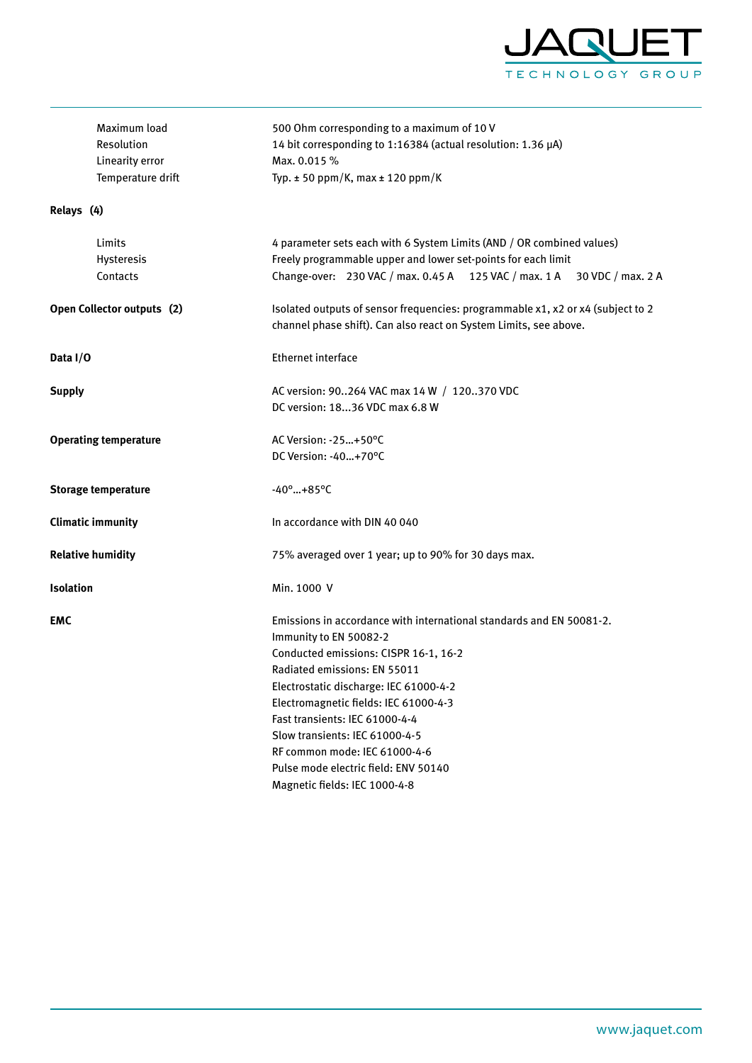| | |
|---|---|
| Maximum load | 500 Ohm corresponding to a maximum of 10 V |
| Resolution | 14 bit corresponding to 1:16384 (actual resolution: 1.36 μA) |
| Linearity error | Max. 0.015 % |
| Temperature drift | Typ. ± 50 ppm/K, max ± 120 ppm/K |
| **Relays (4)** | |
| Limits | 4 parameter sets each with 6 System Limits (AND / OR combined values) |
| Hysteresis | Freely programmable upper and lower set-points for each limit |
| Contacts | Change-over: 230 VAC / max. 0.45 A 125 VAC / max. 1 A 30 VDC / max. 2 A |
| **Open Collector outputs (2)** | Isolated outputs of sensor frequencies: programmable x1, x2 or x4 (subject to 2 channel phase shift). Can also react on System Limits, see above. |
| **Data I/O** | Ethernet interface |
| **Supply** | AC version: 90..264 VAC max 14 W / 120..370 VDC<br>DC version: 18...36 VDC max 6.8 W |
| **Operating temperature** | AC Version: -25...+50°C<br>DC Version: -40...+70°C |
| **Storage temperature** | -40°...+85°C |
| **Climatic immunity** | In accordance with DIN 40 040 |
| **Relative humidity** | 75% averaged over 1 year; up to 90% for 30 days max. |
| **Isolation** | Min. 1000 V |
| **EMC** | Emissions in accordance with international standards and EN 50081-2.<br>Immunity to EN 50082-2<br>Conducted emissions: CISPR 16-1, 16-2<br>Radiated emissions: EN 55011<br>Electrostatic discharge: IEC 61000-4-2<br>Electromagnetic fields: IEC 61000-4-3<br>Fast transients: IEC 61000-4-4<br>Slow transients: IEC 61000-4-5<br>RF common mode: IEC 61000-4-6<br>Pulse mode electric field: ENV 50140<br>Magnetic fields: IEC 1000-4-8 |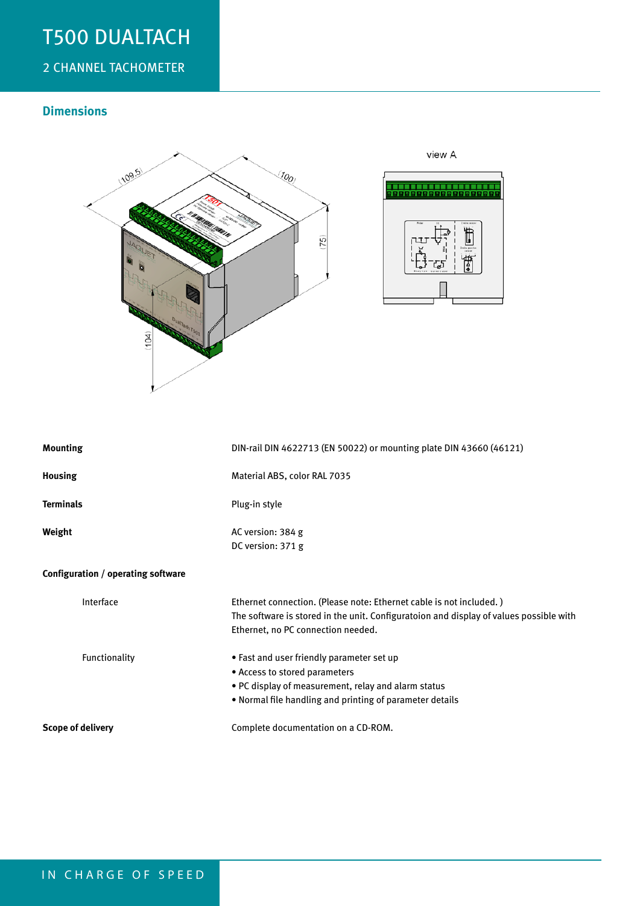# T500 DUALTACH

## 2 CHANNEL TACHOMETER

### Dimensions

| | |
|---|---|
| **Mounting** | DIN-rail DIN 4622713 (EN 50022) or mounting plate DIN 43660 (46121) |
| **Housing** | Material ABS, color RAL 7035 |
| **Terminals** | Plug-in style |
| **Weight** | AC version: 384 g<br>DC version: 371 g |
| **Configuration / operating software** | |
| Interface | Ethernet connection. (Please note: Ethernet cable is not included. )<br>The software is stored in the unit. Configuratoion and display of values possible with Ethernet, no PC connection needed. |
| Functionality | • Fast and user friendly parameter set up<br>• Access to stored parameters<br>• PC display of measurement, relay and alarm status<br>• Normal file handling and printing of parameter details |
| **Scope of delivery** | Complete documentation on a CD-ROM. |

IN CHARGE OF SPEED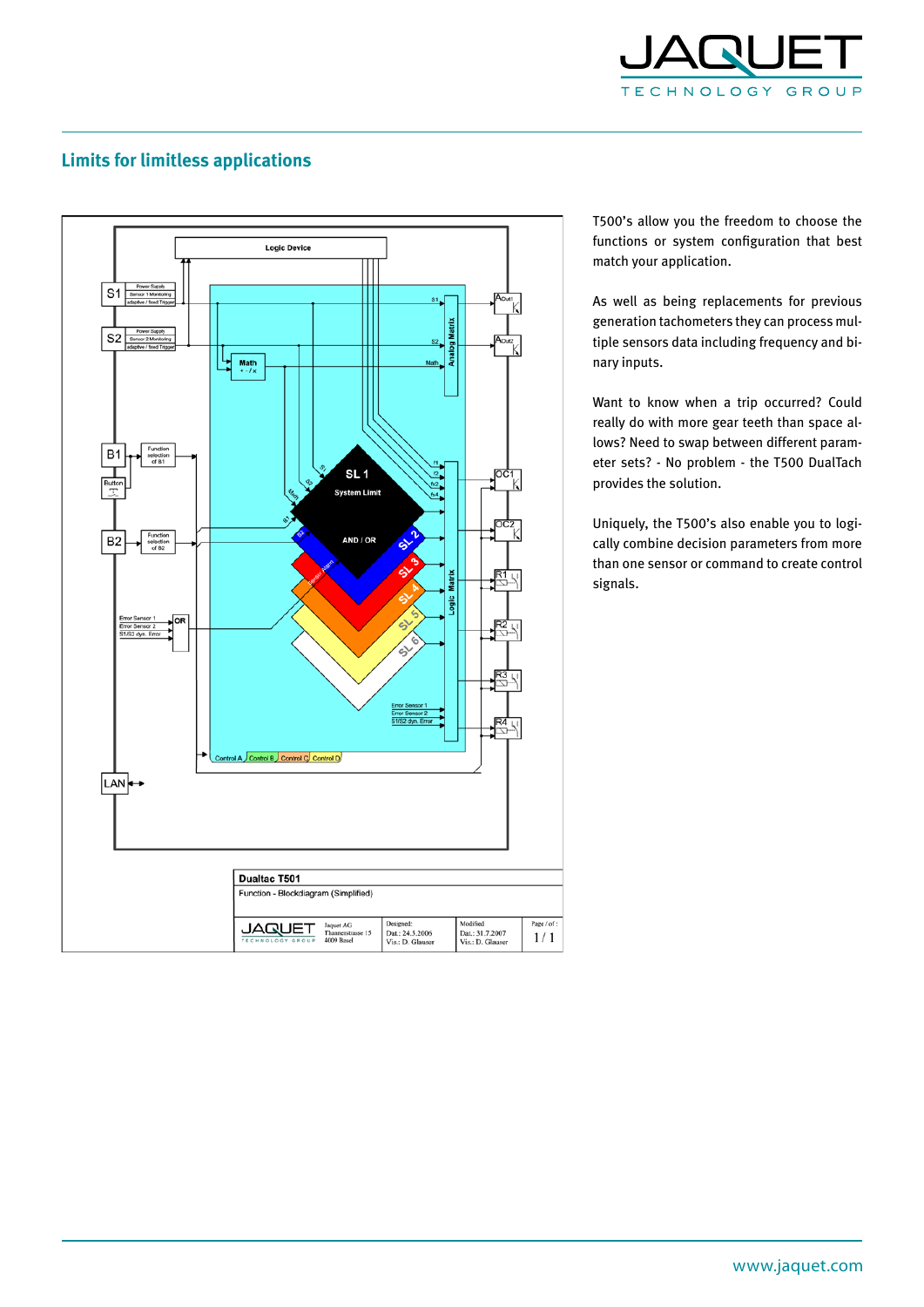## Limits for limitless applications

T500's allow you the freedom to choose the functions or system configuration that best match your application.

As well as being replacements for previous generation tachometers they can process multiple sensors data including frequency and binary inputs.

Want to know when a trip occurred? Could really do with more gear teeth than space allows? Need to swap between different parameter sets? - No problem - the T500 DualTach provides the solution.

Uniquely, the T500's also enable you to logically combine decision parameters from more than one sensor or command to create control signals.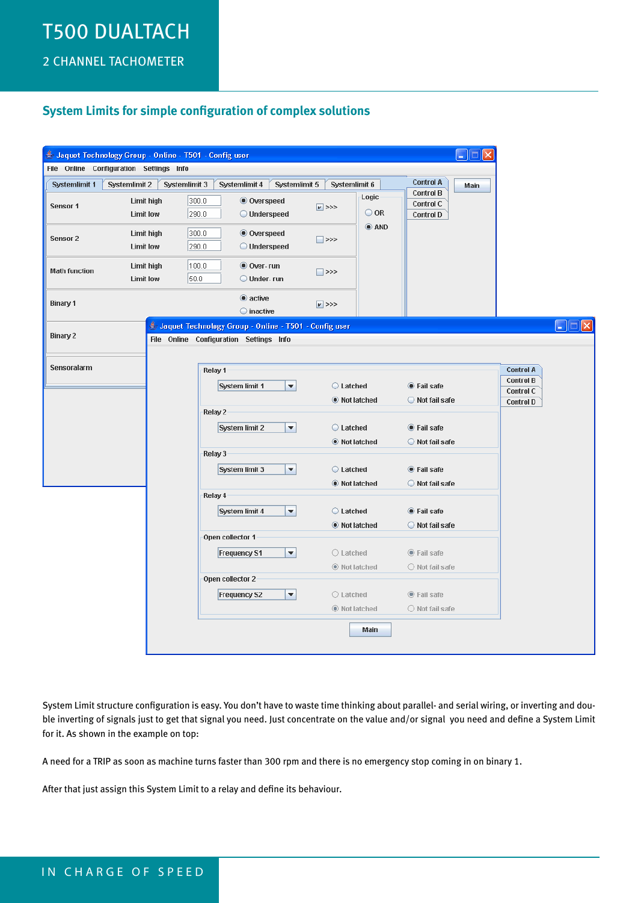## System Limits for simple configuration of complex solutions

System Limit structure configuration is easy. You don't have to waste time thinking about parallel- and serial wiring, or inverting and double inverting of signals just to get that signal you need. Just concentrate on the value and/or signal you need and define a System Limit for it. As shown in the example on top:

A need for a TRIP as soon as machine turns faster than 300 rpm and there is no emergency stop coming in on binary 1.

After that just assign this System Limit to a relay and define its behaviour.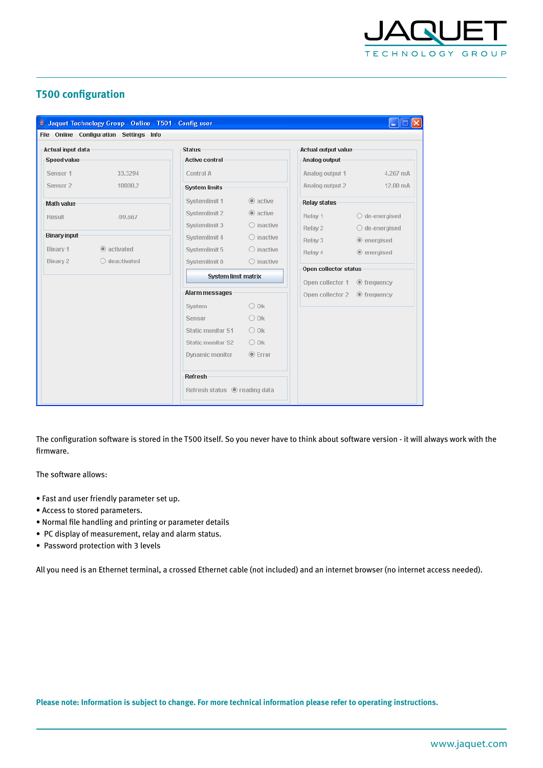## T500 configuration

The configuration software is stored in the T500 itself. So you never have to think about software version - it will always work with the firmware.

The software allows:

- Fast and user friendly parameter set up.
- Access to stored parameters.
- Normal file handling and printing or parameter details
- PC display of measurement, relay and alarm status.
- Password protection with 3 levels

All you need is an Ethernet terminal, a crossed Ethernet cable (not included) and an internet browser (no internet access needed).

**Please note: Information is subject to change. For more technical information please refer to operating instructions.**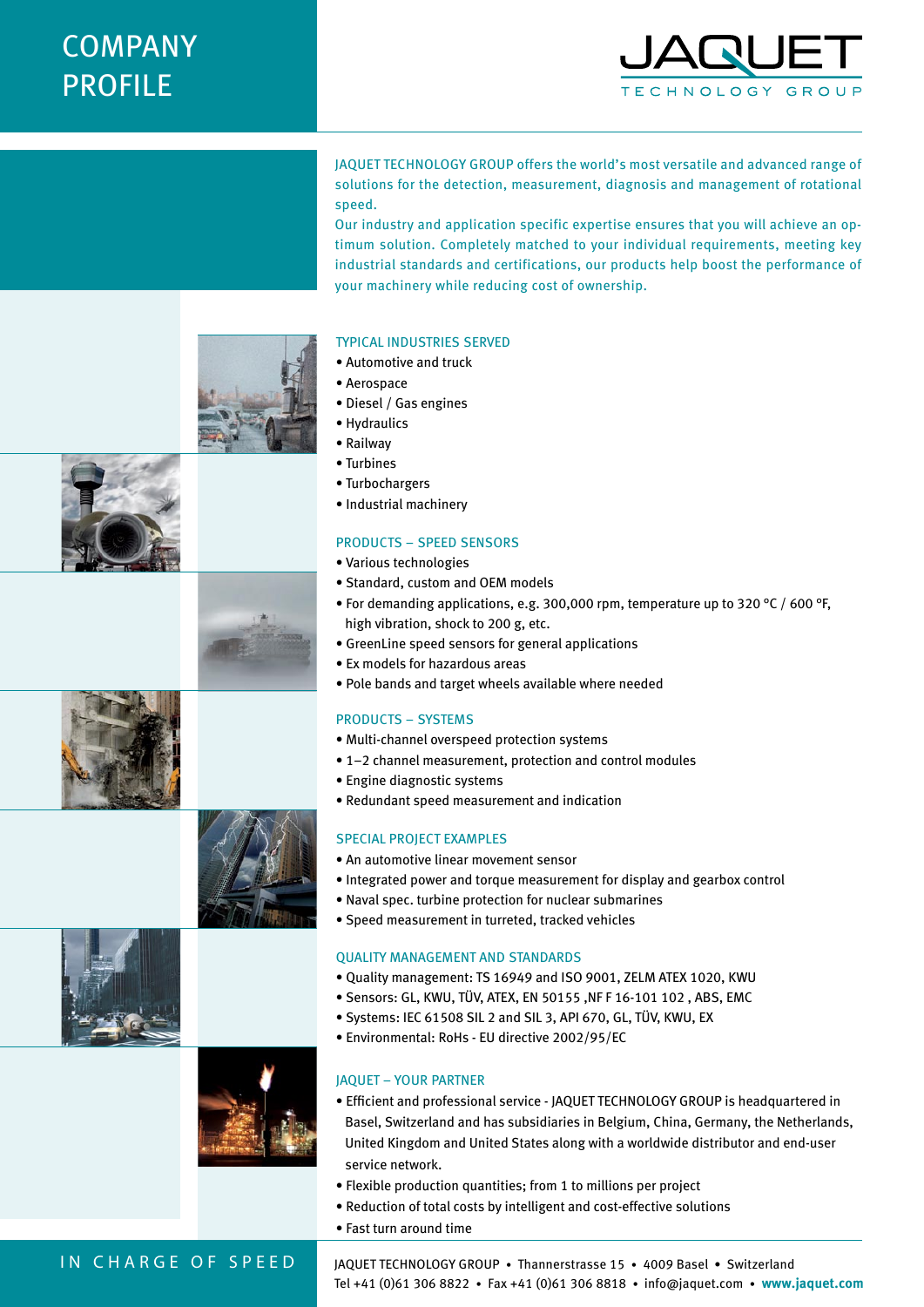# COMPANY PROFILE

JAQUET TECHNOLOGY GROUP

JAQUET TECHNOLOGY GROUP offers the world's most versatile and advanced range of solutions for the detection, measurement, diagnosis and management of rotational speed.

Our industry and application specific expertise ensures that you will achieve an optimum solution. Completely matched to your individual requirements, meeting key industrial standards and certifications, our products help boost the performance of your machinery while reducing cost of ownership.

## TYPICAL INDUSTRIES SERVED

- Automotive and truck
- Aerospace
- Diesel / Gas engines
- Hydraulics
- Railway
- Turbines
- Turbochargers
- Industrial machinery

## PRODUCTS – SPEED SENSORS

- Various technologies
- Standard, custom and OEM models
- For demanding applications, e.g. 300,000 rpm, temperature up to 320 °C / 600 °F, high vibration, shock to 200 g, etc.
- GreenLine speed sensors for general applications
- Ex models for hazardous areas
- Pole bands and target wheels available where needed

## PRODUCTS – SYSTEMS

- Multi-channel overspeed protection systems
- 1–2 channel measurement, protection and control modules
- Engine diagnostic systems
- Redundant speed measurement and indication

## SPECIAL PROJECT EXAMPLES

- An automotive linear movement sensor
- Integrated power and torque measurement for display and gearbox control
- Naval spec. turbine protection for nuclear submarines
- Speed measurement in turreted, tracked vehicles

## QUALITY MANAGEMENT AND STANDARDS

- Quality management: TS 16949 and ISO 9001, ZELM ATEX 1020, KWU
- Sensors: GL, KWU, TÜV, ATEX, EN 50155 ,NF F 16-101 102 , ABS, EMC
- Systems: IEC 61508 SIL 2 and SIL 3, API 670, GL, TÜV, KWU, EX
- Environmental: RoHs - EU directive 2002/95/EC

## JAQUET – YOUR PARTNER

- Efficient and professional service - JAQUET TECHNOLOGY GROUP is headquartered in Basel, Switzerland and has subsidiaries in Belgium, China, Germany, the Netherlands, United Kingdom and United States along with a worldwide distributor and end-user service network.
- Flexible production quantities; from 1 to millions per project
- Reduction of total costs by intelligent and cost-effective solutions
- Fast turn around time

IN CHARGE OF SPEED

JAQUET TECHNOLOGY GROUP • Thannerstrasse 15 • 4009 Basel • Switzerland
Tel +41 (0)61 306 8822 • Fax +41 (0)61 306 8818 • info@jaquet.com • **www.jaquet.com**